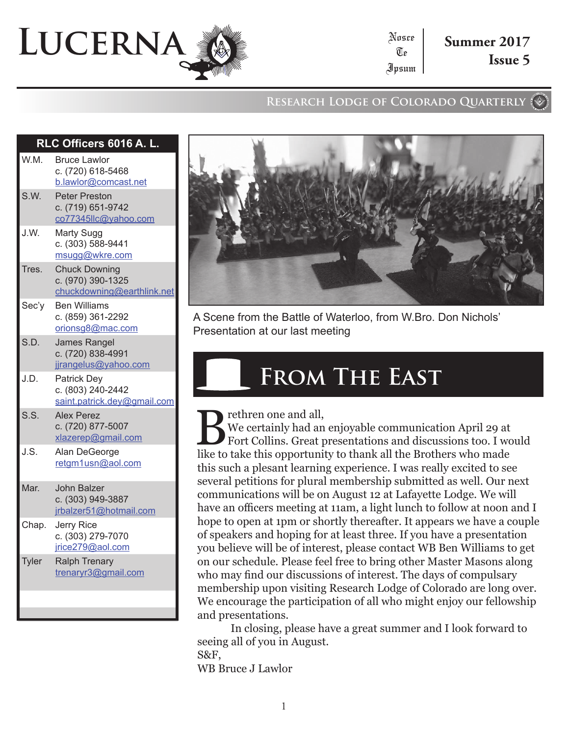# LUCERNA

Nosce Te Ipsum

**Summer 2017**
**Issue 5**

**Research Lodge of Colorado Quarterly**

| RLC Officers 6016 A. L. | |
|---|---|
| W.M. | Bruce Lawlor<br>c. (720) 618-5468<br>b.lawlor@comcast.net |
| S.W. | Peter Preston<br>c. (719) 651-9742<br>co77345llc@yahoo.com |
| J.W. | Marty Sugg<br>c. (303) 588-9441<br>msugg@wkre.com |
| Tres. | Chuck Downing<br>c. (970) 390-1325<br>chuckdowning@earthlink.net |
| Sec'y | Ben Williams<br>c. (859) 361-2292<br>orionsg8@mac.com |
| S.D. | James Rangel<br>c. (720) 838-4991<br>jjrangelus@yahoo.com |
| J.D. | Patrick Dey<br>c. (803) 240-2442<br>saint.patrick.dey@gmail.com |
| S.S. | Alex Perez<br>c. (720) 877-5007<br>xlazerep@gmail.com |
| J.S. | Alan DeGeorge<br>retgm1usn@aol.com |
| Mar. | John Balzer<br>c. (303) 949-3887<br>jrbalzer51@hotmail.com |
| Chap. | Jerry Rice<br>c. (303) 279-7070<br>jrice279@aol.com |
| Tyler | Ralph Trenary<br>trenaryr3@gmail.com |

A Scene from the Battle of Waterloo, from W.Bro. Don Nichols' Presentation at our last meeting

## From The East

Brethren one and all,
We certainly had an enjoyable communication April 29 at Fort Collins. Great presentations and discussions too. I would like to take this opportunity to thank all the Brothers who made this such a plesant learning experience. I was really excited to see several petitions for plural membership submitted as well. Our next communications will be on August 12 at Lafayette Lodge. We will have an officers meeting at 11am, a light lunch to follow at noon and I hope to open at 1pm or shortly thereafter. It appears we have a couple of speakers and hoping for at least three. If you have a presentation you believe will be of interest, please contact WB Ben Williams to get on our schedule. Please feel free to bring other Master Masons along who may find our discussions of interest. The days of compulsary membership upon visiting Research Lodge of Colorado are long over. We encourage the participation of all who might enjoy our fellowship and presentations.

In closing, please have a great summer and I look forward to seeing all of you in August.

S&F,
WB Bruce J Lawlor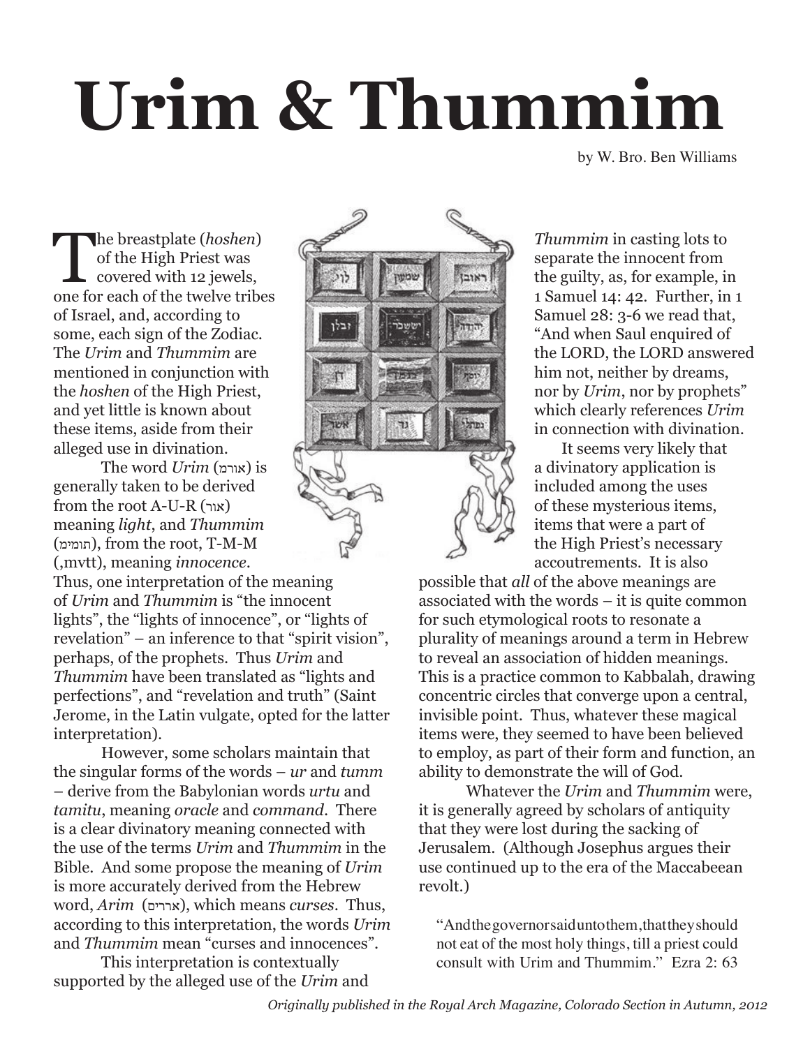# Urim & Thummim

by W. Bro. Ben Williams

The breastplate (*hoshen*) of the High Priest was covered with 12 jewels, one for each of the twelve tribes of Israel, and, according to some, each sign of the Zodiac. The *Urim* and *Thummim* are mentioned in conjunction with the *hoshen* of the High Priest, and yet little is known about these items, aside from their alleged use in divination.

The word *Urim* (אורמ) is generally taken to be derived from the root A-U-R (אור) meaning *light*, and *Thummim* (תומימ), from the root, T-M-M (,mvtt), meaning *innocence*. Thus, one interpretation of the meaning of *Urim* and *Thummim* is "the innocent lights", the "lights of innocence", or "lights of revelation" – an inference to that "spirit vision", perhaps, of the prophets. Thus *Urim* and *Thummim* have been translated as "lights and perfections", and "revelation and truth" (Saint Jerome, in the Latin vulgate, opted for the latter interpretation).

However, some scholars maintain that the singular forms of the words – *ur* and *tumm* – derive from the Babylonian words *urtu* and *tamitu*, meaning *oracle* and *command*. There is a clear divinatory meaning connected with the use of the terms *Urim* and *Thummim* in the Bible. And some propose the meaning of *Urim* is more accurately derived from the Hebrew word, *Arim* (ארריםם), which means *curses*. Thus, according to this interpretation, the words *Urim* and *Thummim* mean "curses and innocences".

This interpretation is contextually supported by the alleged use of the *Urim* and *Thummim* in casting lots to separate the innocent from the guilty, as, for example, in 1 Samuel 14: 42. Further, in 1 Samuel 28: 3-6 we read that, "And when Saul enquired of the LORD, the LORD answered him not, neither by dreams, nor by *Urim*, nor by prophets" which clearly references *Urim* in connection with divination.

It seems very likely that a divinatory application is included among the uses of these mysterious items, items that were a part of the High Priest's necessary accoutrements. It is also possible that *all* of the above meanings are associated with the words – it is quite common for such etymological roots to resonate a plurality of meanings around a term in Hebrew to reveal an association of hidden meanings. This is a practice common to Kabbalah, drawing concentric circles that converge upon a central, invisible point. Thus, whatever these magical items were, they seemed to have been believed to employ, as part of their form and function, an ability to demonstrate the will of God.

Whatever the *Urim* and *Thummim* were, it is generally agreed by scholars of antiquity that they were lost during the sacking of Jerusalem. (Although Josephus argues their use continued up to the era of the Maccabeean revolt.)

> "And the governor said unto them, that they should not eat of the most holy things, till a priest could consult with Urim and Thummim." Ezra 2: 63

*Originally published in the Royal Arch Magazine, Colorado Section in Autumn, 2012*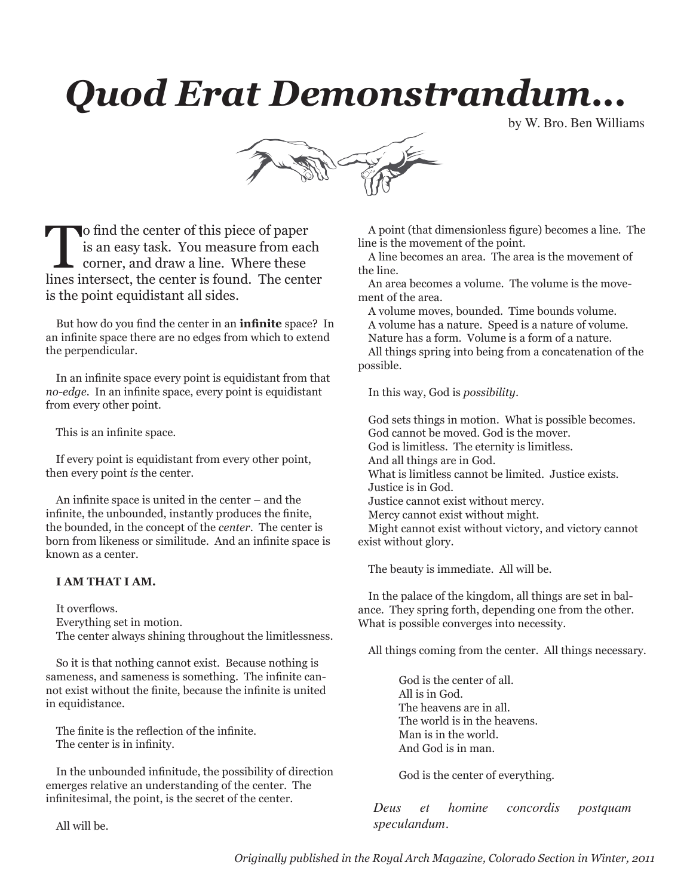# *Quod Erat Demonstrandum...*

by W. Bro. Ben Williams

To find the center of this piece of paper is an easy task. You measure from each corner, and draw a line. Where these lines intersect, the center is found. The center is the point equidistant all sides.

But how do you find the center in an **infinite** space? In an infinite space there are no edges from which to extend the perpendicular.

In an infinite space every point is equidistant from that *no-edge*. In an infinite space, every point is equidistant from every other point.

This is an infinite space.

If every point is equidistant from every other point, then every point *is* the center.

An infinite space is united in the center – and the infinite, the unbounded, instantly produces the finite, the bounded, in the concept of the *center*. The center is born from likeness or similitude. And an infinite space is known as a center.

**I AM THAT I AM.**

It overflows.
Everything set in motion.
The center always shining throughout the limitlessness.

So it is that nothing cannot exist. Because nothing is sameness, and sameness is something. The infinite cannot exist without the finite, because the infinite is united in equidistance.

The finite is the reflection of the infinite.
The center is in infinity.

In the unbounded infinitude, the possibility of direction emerges relative an understanding of the center. The infinitesimal, the point, is the secret of the center.

All will be.

A point (that dimensionless figure) becomes a line. The line is the movement of the point.
A line becomes an area. The area is the movement of the line.
An area becomes a volume. The volume is the movement of the area.
A volume moves, bounded. Time bounds volume.
A volume has a nature. Speed is a nature of volume.
Nature has a form. Volume is a form of a nature.
All things spring into being from a concatenation of the possible.

In this way, God is *possibility*.

God sets things in motion. What is possible becomes.
God cannot be moved. God is the mover.
God is limitless. The eternity is limitless.
And all things are in God.
What is limitless cannot be limited. Justice exists.
Justice is in God.
Justice cannot exist without mercy.
Mercy cannot exist without might.
Might cannot exist without victory, and victory cannot exist without glory.

The beauty is immediate. All will be.

In the palace of the kingdom, all things are set in balance. They spring forth, depending one from the other. What is possible converges into necessity.

All things coming from the center. All things necessary.

> God is the center of all.
> All is in God.
> The heavens are in all.
> The world is in the heavens.
> Man is in the world.
> And God is in man.
>
> God is the center of everything.

*Deus et homine concordis postquam speculandum.*

*Originally published in the Royal Arch Magazine, Colorado Section in Winter, 2011*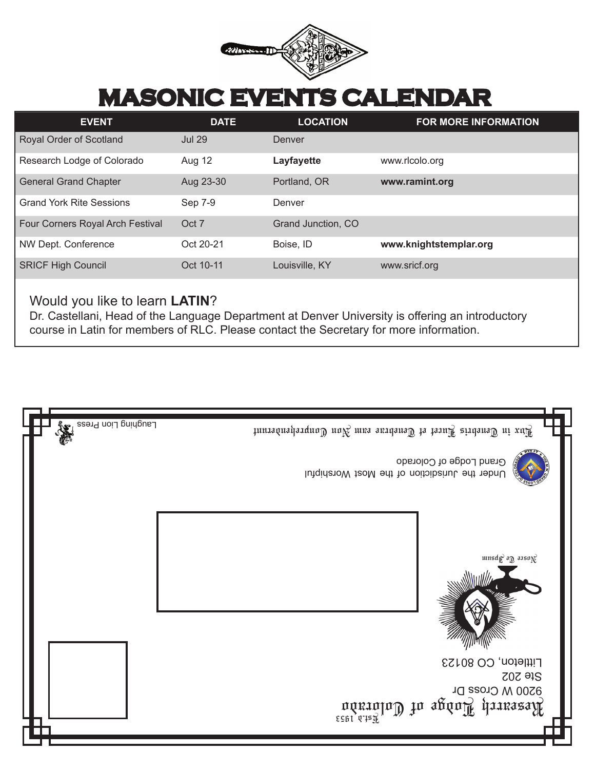# MASONIC EVENTS CALENDAR

| EVENT | DATE | LOCATION | FOR MORE INFORMATION |
|---|---|---|---|
| Royal Order of Scotland | Jul 29 | Denver | |
| Research Lodge of Colorado | Aug 12 | **Layfayette** | www.rlcolo.org |
| General Grand Chapter | Aug 23-30 | Portland, OR | **www.ramint.org** |
| Grand York Rite Sessions | Sep 7-9 | Denver | |
| Four Corners Royal Arch Festival | Oct 7 | Grand Junction, CO | |
| NW Dept. Conference | Oct 20-21 | Boise, ID | **www.knightstemplar.org** |
| SRICF High Council | Oct 10-11 | Louisville, KY | www.sricf.org |

Would you like to learn **LATIN**?

Dr. Castellani, Head of the Language Department at Denver University is offering an introductory course in Latin for members of RLC. Please contact the Secretary for more information.

Laughing Lion Press

Lux in Tenebris Lucet et Tenebrae eam Non Comprehenderunt

Under the Jurisdiction of the Most Worshipful Grand Lodge of Colorado

Nosce Te Ipsum

Research Lodge of Colorado
Est'd 1953
9200 W Cross Dr
Ste 202
Littleton, CO 80123